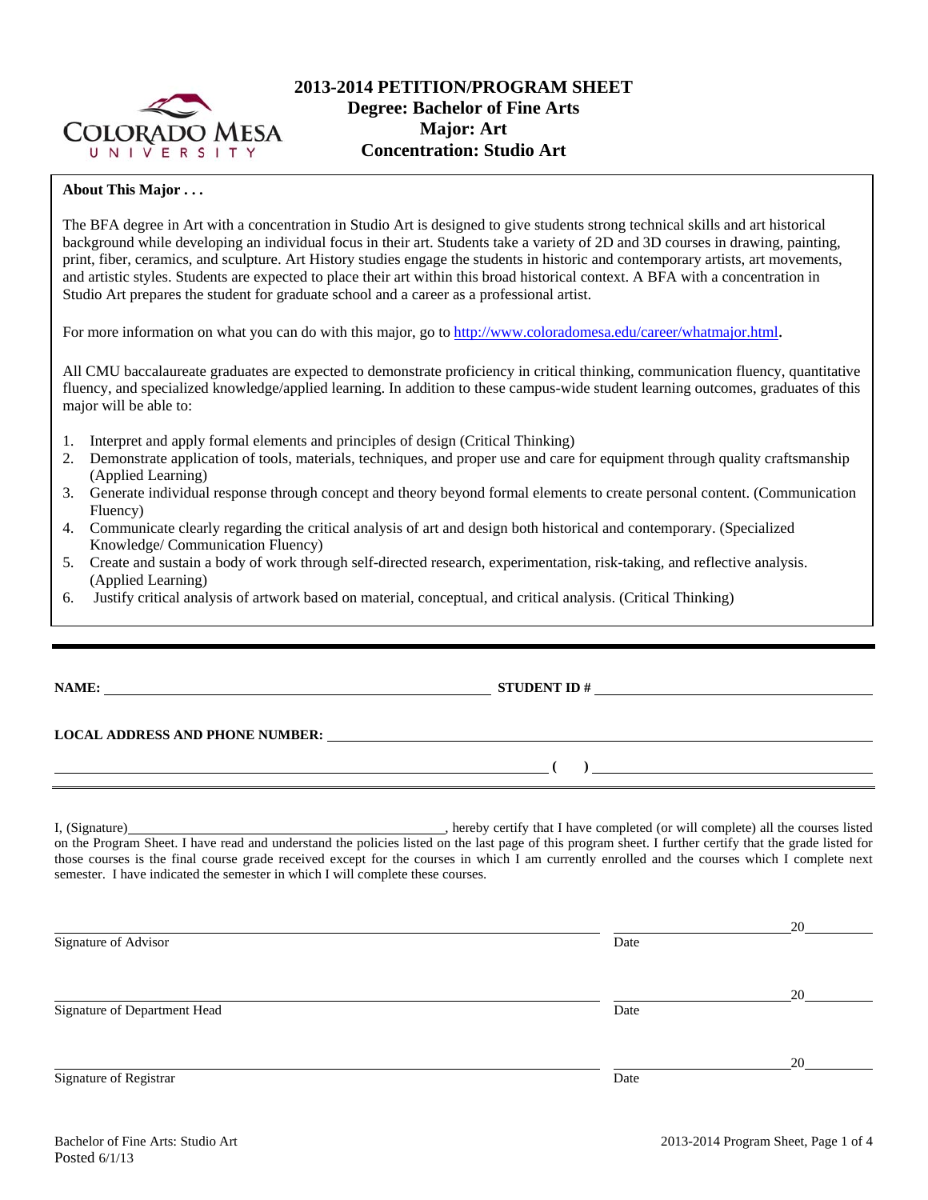# 2013-2014 PETITION/PROGRAM SHEET
## Degree: Bachelor of Fine Arts
## Major: Art
## Concentration: Studio Art

**About This Major . . .**

The BFA degree in Art with a concentration in Studio Art is designed to give students strong technical skills and art historical background while developing an individual focus in their art. Students take a variety of 2D and 3D courses in drawing, painting, print, fiber, ceramics, and sculpture. Art History studies engage the students in historic and contemporary artists, art movements, and artistic styles. Students are expected to place their art within this broad historical context. A BFA with a concentration in Studio Art prepares the student for graduate school and a career as a professional artist.

For more information on what you can do with this major, go to [http://www.coloradomesa.edu/career/whatmajor.html](http://www.coloradomesa.edu/career/whatmajor.html).

All CMU baccalaureate graduates are expected to demonstrate proficiency in critical thinking, communication fluency, quantitative fluency, and specialized knowledge/applied learning. In addition to these campus-wide student learning outcomes, graduates of this major will be able to:

1. Interpret and apply formal elements and principles of design (Critical Thinking)
2. Demonstrate application of tools, materials, techniques, and proper use and care for equipment through quality craftsmanship (Applied Learning)
3. Generate individual response through concept and theory beyond formal elements to create personal content. (Communication Fluency)
4. Communicate clearly regarding the critical analysis of art and design both historical and contemporary. (Specialized Knowledge/ Communication Fluency)
5. Create and sustain a body of work through self-directed research, experimentation, risk-taking, and reflective analysis. (Applied Learning)
6. Justify critical analysis of artwork based on material, conceptual, and critical analysis. (Critical Thinking)

---

**NAME:** ______________________________ **STUDENT ID #** ______________________________

**LOCAL ADDRESS AND PHONE NUMBER:** ______________________________

______________________________ **( )** ______________________________

I, (Signature)______________________________, hereby certify that I have completed (or will complete) all the courses listed on the Program Sheet. I have read and understand the policies listed on the last page of this program sheet. I further certify that the grade listed for those courses is the final course grade received except for the courses in which I am currently enrolled and the courses which I complete next semester. I have indicated the semester in which I will complete these courses.

______________________________ ______________ 20______
Signature of Advisor Date

______________________________ ______________ 20______
Signature of Department Head Date

______________________________ ______________ 20______
Signature of Registrar Date

Bachelor of Fine Arts: Studio Art
Posted 6/1/13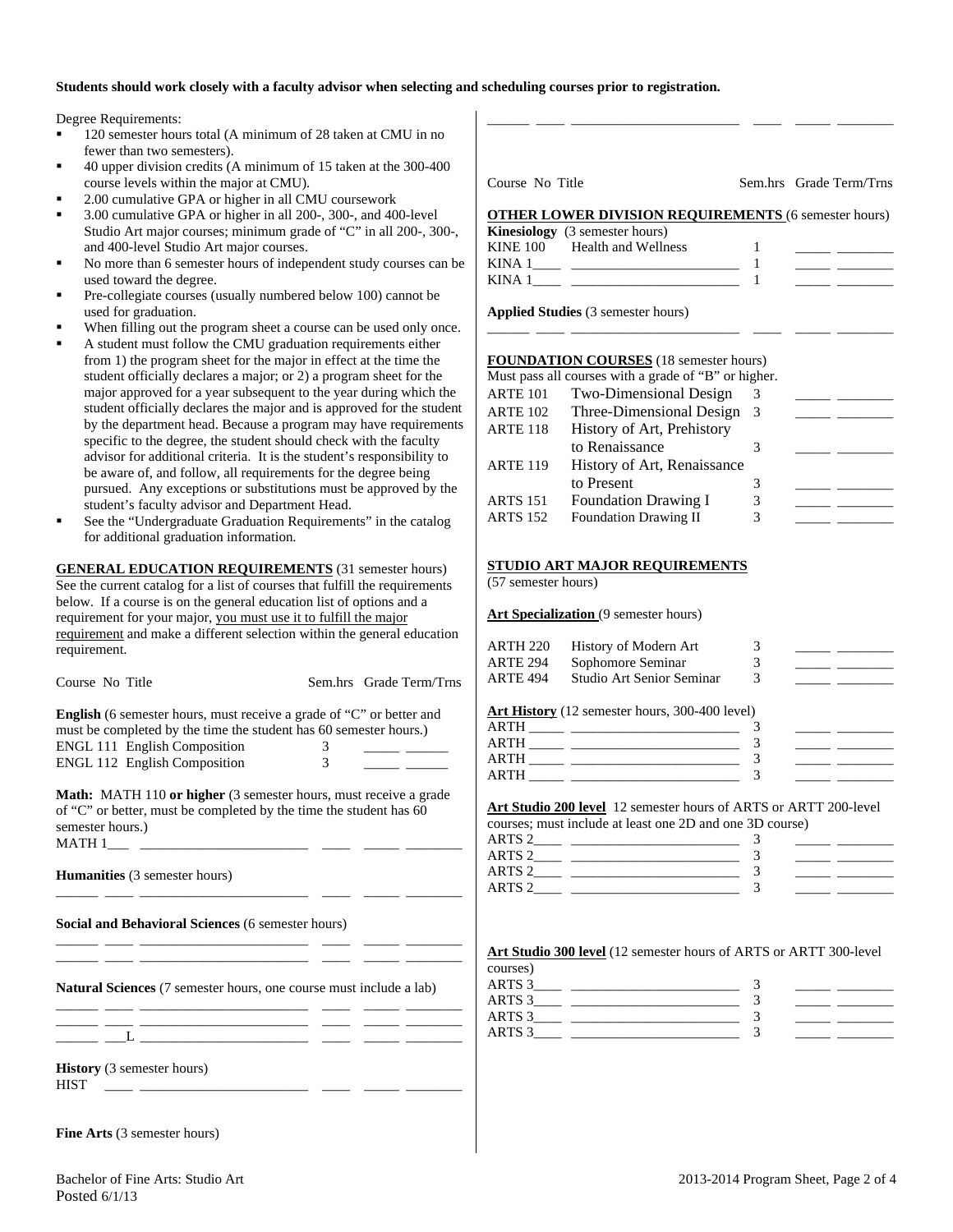**Students should work closely with a faculty advisor when selecting and scheduling courses prior to registration.**

Degree Requirements:

- 120 semester hours total (A minimum of 28 taken at CMU in no fewer than two semesters).
- 40 upper division credits (A minimum of 15 taken at the 300-400 course levels within the major at CMU).
- 2.00 cumulative GPA or higher in all CMU coursework
- 3.00 cumulative GPA or higher in all 200-, 300-, and 400-level Studio Art major courses; minimum grade of "C" in all 200-, 300-, and 400-level Studio Art major courses.
- No more than 6 semester hours of independent study courses can be used toward the degree.
- Pre-collegiate courses (usually numbered below 100) cannot be used for graduation.
- When filling out the program sheet a course can be used only once.
- A student must follow the CMU graduation requirements either from 1) the program sheet for the major in effect at the time the student officially declares a major; or 2) a program sheet for the major approved for a year subsequent to the year during which the student officially declares the major and is approved for the student by the department head. Because a program may have requirements specific to the degree, the student should check with the faculty advisor for additional criteria. It is the student's responsibility to be aware of, and follow, all requirements for the degree being pursued. Any exceptions or substitutions must be approved by the student's faculty advisor and Department Head.
- See the "Undergraduate Graduation Requirements" in the catalog for additional graduation information.

**GENERAL EDUCATION REQUIREMENTS** (31 semester hours) See the current catalog for a list of courses that fulfill the requirements below. If a course is on the general education list of options and a requirement for your major, you must use it to fulfill the major requirement and make a different selection within the general education requirement.

Course No Title — Sem.hrs — Grade Term/Trns

**English** (6 semester hours, must receive a grade of "C" or better and must be completed by the time the student has 60 semester hours.)

| Course No | Title | Sem.hrs | Grade | Term/Trns |
|---|---|---|---|---|
| ENGL 111 | English Composition | 3 | _____ | ______ |
| ENGL 112 | English Composition | 3 | _____ | ______ |

**Math:** MATH 110 **or higher** (3 semester hours, must receive a grade of "C" or better, must be completed by the time the student has 60 semester hours.)

MATH 1___ ________________________ ____ _____ ________

**Humanities** (3 semester hours)

______ ____ ________________________ ____ _____ ________

**Social and Behavioral Sciences** (6 semester hours)

______ ____ ________________________ ____ _____ ________
______ ____ ________________________ ____ _____ ________

**Natural Sciences** (7 semester hours, one course must include a lab)

______ ____ ________________________ ____ _____ ________
______ ____ ________________________ ____ _____ ________
______ ___L ________________________ ____ _____ ________

**History** (3 semester hours)

HIST ____ ________________________ ____ _____ ________

**Fine Arts** (3 semester hours)

______ ____ ________________________ ____ _____ ________

Course No Title — Sem.hrs — Grade Term/Trns

**OTHER LOWER DIVISION REQUIREMENTS** (6 semester hours)

**Kinesiology** (3 semester hours)

| Course No | Title | Sem.hrs | Grade | Term/Trns |
|---|---|---|---|---|
| KINE 100 | Health and Wellness | 1 | _____ | ________ |
| KINA 1____ | ________________________ | 1 | _____ | ________ |
| KINA 1____ | ________________________ | 1 | _____ | ________ |

**Applied Studies** (3 semester hours)

______ ____ ________________________ ____ _____ ________

**FOUNDATION COURSES** (18 semester hours)

Must pass all courses with a grade of "B" or higher.

| Course No | Title | Sem.hrs | Grade | Term/Trns |
|---|---|---|---|---|
| ARTE 101 | Two-Dimensional Design | 3 | _____ | ________ |
| ARTE 102 | Three-Dimensional Design | 3 | _____ | ________ |
| ARTE 118 | History of Art, Prehistory to Renaissance | 3 | _____ | ________ |
| ARTE 119 | History of Art, Renaissance to Present | 3 | _____ | ________ |
| ARTS 151 | Foundation Drawing I | 3 | _____ | ________ |
| ARTS 152 | Foundation Drawing II | 3 | _____ | ________ |

**STUDIO ART MAJOR REQUIREMENTS**

(57 semester hours)

**Art Specialization** (9 semester hours)

| Course No | Title | Sem.hrs | Grade | Term/Trns |
|---|---|---|---|---|
| ARTH 220 | History of Modern Art | 3 | _____ | ________ |
| ARTE 294 | Sophomore Seminar | 3 | _____ | ________ |
| ARTE 494 | Studio Art Senior Seminar | 3 | _____ | ________ |

**Art History** (12 semester hours, 300-400 level)

| Course No | Title | Sem.hrs | Grade | Term/Trns |
|---|---|---|---|---|
| ARTH _____ | ________________________ | 3 | _____ | ________ |
| ARTH _____ | ________________________ | 3 | _____ | ________ |
| ARTH _____ | ________________________ | 3 | _____ | ________ |
| ARTH _____ | ________________________ | 3 | _____ | ________ |

**Art Studio 200 level** 12 semester hours of ARTS or ARTT 200-level courses; must include at least one 2D and one 3D course)

| Course No | Title | Sem.hrs | Grade | Term/Trns |
|---|---|---|---|---|
| ARTS 2____ | ________________________ | 3 | _____ | ________ |
| ARTS 2____ | ________________________ | 3 | _____ | ________ |
| ARTS 2____ | ________________________ | 3 | _____ | ________ |
| ARTS 2____ | ________________________ | 3 | _____ | ________ |

**Art Studio 300 level** (12 semester hours of ARTS or ARTT 300-level courses)

| Course No | Title | Sem.hrs | Grade | Term/Trns |
|---|---|---|---|---|
| ARTS 3____ | ________________________ | 3 | _____ | ________ |
| ARTS 3____ | ________________________ | 3 | _____ | ________ |
| ARTS 3____ | ________________________ | 3 | _____ | ________ |
| ARTS 3____ | ________________________ | 3 | _____ | ________ |

Bachelor of Fine Arts: Studio Art
Posted 6/1/13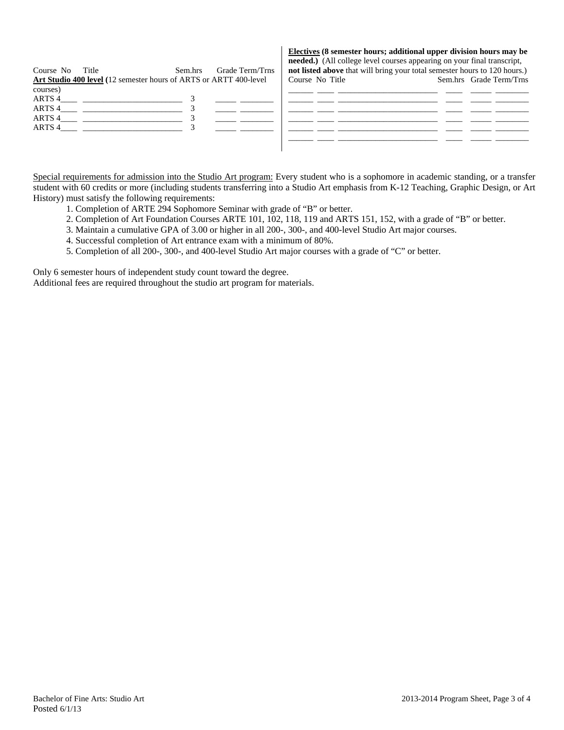| Course No | Title | Sem.hrs | Grade | Term/Trns |
|---|---|---|---|---|
| **Art Studio 400 level** (12 semester hours of ARTS or ARTT 400-level courses) | | | | |
| ARTS 4____ | ________________________ | 3 | _____ | ________ |
| ARTS 4____ | ________________________ | 3 | _____ | ________ |
| ARTS 4____ | ________________________ | 3 | _____ | ________ |
| ARTS 4____ | ________________________ | 3 | _____ | ________ |

**Electives (8 semester hours; additional upper division hours may be needed.)** (All college level courses appearing on your final transcript, **not listed above** that will bring your total semester hours to 120 hours.)

| Course | No | Title | Sem.hrs | Grade | Term/Trns |
|---|---|---|---|---|---|
| ______ | ____ | ________________________ | ____ | _____ | ________ |
| ______ | ____ | ________________________ | ____ | _____ | ________ |
| ______ | ____ | ________________________ | ____ | _____ | ________ |
| ______ | ____ | ________________________ | ____ | _____ | ________ |
| ______ | ____ | ________________________ | ____ | _____ | ________ |

Special requirements for admission into the Studio Art program: Every student who is a sophomore in academic standing, or a transfer student with 60 credits or more (including students transferring into a Studio Art emphasis from K-12 Teaching, Graphic Design, or Art History) must satisfy the following requirements:

1. Completion of ARTE 294 Sophomore Seminar with grade of "B" or better.
2. Completion of Art Foundation Courses ARTE 101, 102, 118, 119 and ARTS 151, 152, with a grade of "B" or better.
3. Maintain a cumulative GPA of 3.00 or higher in all 200-, 300-, and 400-level Studio Art major courses.
4. Successful completion of Art entrance exam with a minimum of 80%.
5. Completion of all 200-, 300-, and 400-level Studio Art major courses with a grade of "C" or better.

Only 6 semester hours of independent study count toward the degree.
Additional fees are required throughout the studio art program for materials.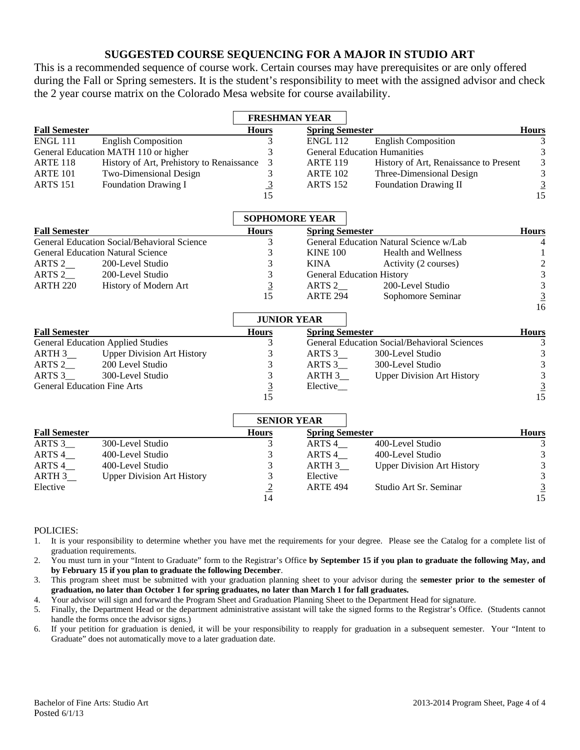## SUGGESTED COURSE SEQUENCING FOR A MAJOR IN STUDIO ART

This is a recommended sequence of course work. Certain courses may have prerequisites or are only offered during the Fall or Spring semesters. It is the student's responsibility to meet with the assigned advisor and check the 2 year course matrix on the Colorado Mesa website for course availability.

### FRESHMAN YEAR

| Fall Semester | | Hours | Spring Semester | | Hours |
|---|---|---|---|---|---|
| ENGL 111 | English Composition | 3 | ENGL 112 | English Composition | 3 |
| General Education MATH 110 or higher | | 3 | General Education Humanities | | 3 |
| ARTE 118 | History of Art, Prehistory to Renaissance | 3 | ARTE 119 | History of Art, Renaissance to Present | 3 |
| ARTE 101 | Two-Dimensional Design | 3 | ARTE 102 | Three-Dimensional Design | 3 |
| ARTS 151 | Foundation Drawing I | 3 | ARTS 152 | Foundation Drawing II | 3 |
| | | 15 | | | 15 |

### SOPHOMORE YEAR

| Fall Semester | | Hours | Spring Semester | | Hours |
|---|---|---|---|---|---|
| General Education Social/Behavioral Science | | 3 | General Education Natural Science w/Lab | | 4 |
| General Education Natural Science | | 3 | KINE 100 | Health and Wellness | 1 |
| ARTS 2__ | 200-Level Studio | 3 | KINA | Activity (2 courses) | 2 |
| ARTS 2__ | 200-Level Studio | 3 | General Education History | | 3 |
| ARTH 220 | History of Modern Art | 3 | ARTS 2__ | 200-Level Studio | 3 |
| | | 15 | ARTE 294 | Sophomore Seminar | 3 |
| | | | | | 16 |

### JUNIOR YEAR

| Fall Semester | | Hours | Spring Semester | | Hours |
|---|---|---|---|---|---|
| General Education Applied Studies | | 3 | General Education Social/Behavioral Sciences | | 3 |
| ARTH 3__ | Upper Division Art History | 3 | ARTS 3__ | 300-Level Studio | 3 |
| ARTS 2__ | 200 Level Studio | 3 | ARTS 3__ | 300-Level Studio | 3 |
| ARTS 3__ | 300-Level Studio | 3 | ARTH 3__ | Upper Division Art History | 3 |
| General Education Fine Arts | | 3 | Elective__ | | 3 |
| | | 15 | | | 15 |

### SENIOR YEAR

| Fall Semester | | Hours | Spring Semester | | Hours |
|---|---|---|---|---|---|
| ARTS 3__ | 300-Level Studio | 3 | ARTS 4__ | 400-Level Studio | 3 |
| ARTS 4__ | 400-Level Studio | 3 | ARTS 4__ | 400-Level Studio | 3 |
| ARTS 4__ | 400-Level Studio | 3 | ARTH 3__ | Upper Division Art History | 3 |
| ARTH 3__ | Upper Division Art History | 3 | Elective | | 3 |
| Elective | | 2 | ARTE 494 | Studio Art Sr. Seminar | 3 |
| | | 14 | | | 15 |

POLICIES:

1. It is your responsibility to determine whether you have met the requirements for your degree. Please see the Catalog for a complete list of graduation requirements.
2. You must turn in your "Intent to Graduate" form to the Registrar's Office **by September 15 if you plan to graduate the following May, and by February 15 if you plan to graduate the following December**.
3. This program sheet must be submitted with your graduation planning sheet to your advisor during the **semester prior to the semester of graduation, no later than October 1 for spring graduates, no later than March 1 for fall graduates.**
4. Your advisor will sign and forward the Program Sheet and Graduation Planning Sheet to the Department Head for signature.
5. Finally, the Department Head or the department administrative assistant will take the signed forms to the Registrar's Office. (Students cannot handle the forms once the advisor signs.)
6. If your petition for graduation is denied, it will be your responsibility to reapply for graduation in a subsequent semester. Your "Intent to Graduate" does not automatically move to a later graduation date.

Bachelor of Fine Arts: Studio Art
Posted 6/1/13